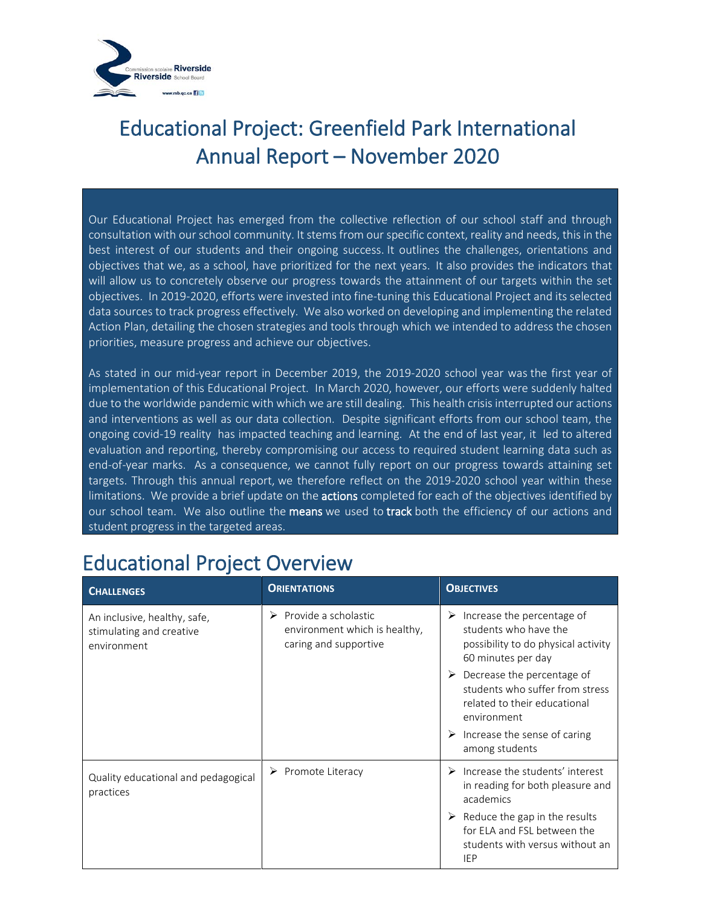# Educational Project: Greenfield Park International Annual Report – November 2020

Our Educational Project has emerged from the collective reflection of our school staff and through consultation with our school community. It stems from our specific context, reality and needs, this in the best interest of our students and their ongoing success. It outlines the challenges, orientations and objectives that we, as a school, have prioritized for the next years. It also provides the indicators that will allow us to concretely observe our progress towards the attainment of our targets within the set objectives. In 2019-2020, efforts were invested into fine-tuning this Educational Project and its selected data sources to track progress effectively. We also worked on developing and implementing the related Action Plan, detailing the chosen strategies and tools through which we intended to address the chosen priorities, measure progress and achieve our objectives.

As stated in our mid-year report in December 2019, the 2019-2020 school year was the first year of implementation of this Educational Project. In March 2020, however, our efforts were suddenly halted due to the worldwide pandemic with which we are still dealing. This health crisis interrupted our actions and interventions as well as our data collection. Despite significant efforts from our school team, the ongoing covid-19 reality has impacted teaching and learning. At the end of last year, it led to altered evaluation and reporting, thereby compromising our access to required student learning data such as end-of-year marks. As a consequence, we cannot fully report on our progress towards attaining set targets. Through this annual report, we therefore reflect on the 2019-2020 school year within these limitations. We provide a brief update on the **actions** completed for each of the objectives identified by our school team. We also outline the **means** we used to **track** both the efficiency of our actions and student progress in the targeted areas.

## Educational Project Overview

| CHALLENGES | ORIENTATIONS | OBJECTIVES |
|---|---|---|
| An inclusive, healthy, safe, stimulating and creative environment | ➢ Provide a scholastic environment which is healthy, caring and supportive | ➢ Increase the percentage of students who have the possibility to do physical activity 60 minutes per day<br>➢ Decrease the percentage of students who suffer from stress related to their educational environment<br>➢ Increase the sense of caring among students |
| Quality educational and pedagogical practices | ➢ Promote Literacy | ➢ Increase the students' interest in reading for both pleasure and academics<br>➢ Reduce the gap in the results for ELA and FSL between the students with versus without an IEP |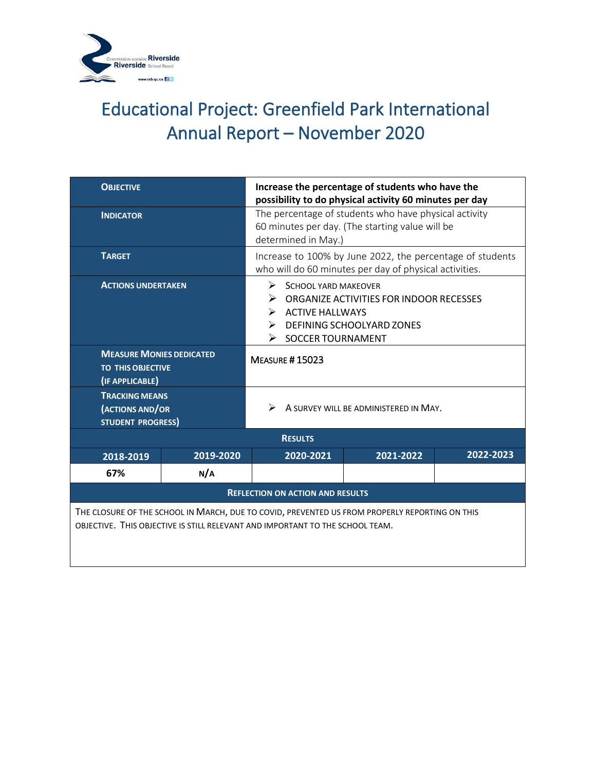# Educational Project: Greenfield Park International Annual Report – November 2020

| | | | | |
|---|---|---|---|---|
| **OBJECTIVE** | | **Increase the percentage of students who have the possibility to do physical activity 60 minutes per day** | | |
| **INDICATOR** | | The percentage of students who have physical activity 60 minutes per day. (The starting value will be determined in May.) | | |
| **TARGET** | | Increase to 100% by June 2022, the percentage of students who will do 60 minutes per day of physical activities. | | |
| **ACTIONS UNDERTAKEN** | | ➢ SCHOOL YARD MAKEOVER<br>➢ ORGANIZE ACTIVITIES FOR INDOOR RECESSES<br>➢ ACTIVE HALLWAYS<br>➢ DEFINING SCHOOLYARD ZONES<br>➢ SOCCER TOURNAMENT | | |
| **MEASURE MONIES DEDICATED TO THIS OBJECTIVE (IF APPLICABLE)** | | MEASURE # 15023 | | |
| **TRACKING MEANS (ACTIONS AND/OR STUDENT PROGRESS)** | | ➢ A SURVEY WILL BE ADMINISTERED IN MAY. | | |
| **RESULTS** | | | | |
| **2018-2019** | **2019-2020** | **2020-2021** | **2021-2022** | **2022-2023** |
| **67%** | **N/A** | | | |
| **REFLECTION ON ACTION AND RESULTS** | | | | |
| THE CLOSURE OF THE SCHOOL IN MARCH, DUE TO COVID, PREVENTED US FROM PROPERLY REPORTING ON THIS OBJECTIVE. THIS OBJECTIVE IS STILL RELEVANT AND IMPORTANT TO THE SCHOOL TEAM. | | | | |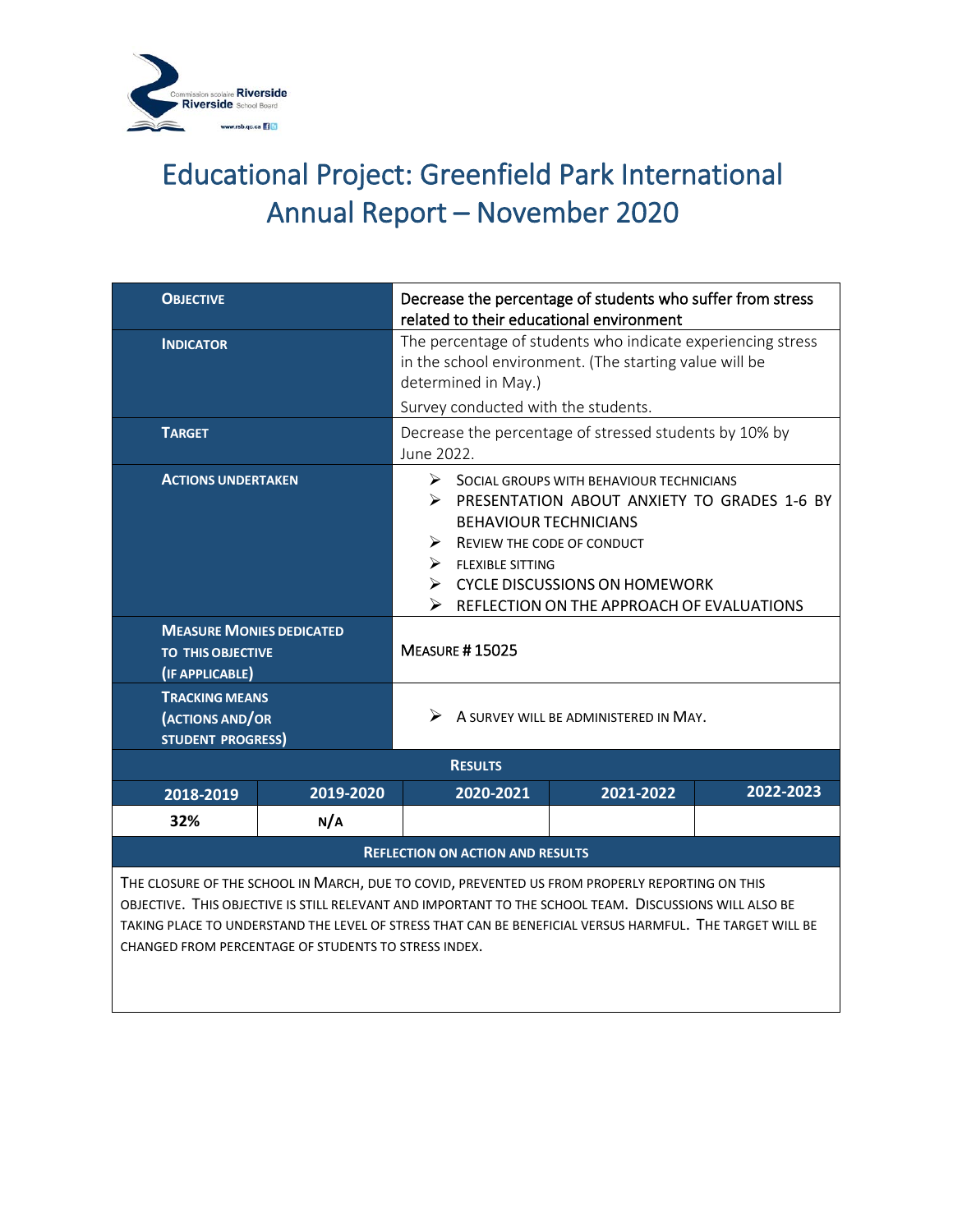# Educational Project: Greenfield Park International Annual Report – November 2020

| OBJECTIVE | Decrease the percentage of students who suffer from stress related to their educational environment |
|---|---|
| INDICATOR | The percentage of students who indicate experiencing stress in the school environment. (The starting value will be determined in May.) Survey conducted with the students. |
| TARGET | Decrease the percentage of stressed students by 10% by June 2022. |
| ACTIONS UNDERTAKEN | ➢ SOCIAL GROUPS WITH BEHAVIOUR TECHNICIANS<br>➢ PRESENTATION ABOUT ANXIETY TO GRADES 1-6 BY BEHAVIOUR TECHNICIANS<br>➢ REVIEW THE CODE OF CONDUCT<br>➢ FLEXIBLE SITTING<br>➢ CYCLE DISCUSSIONS ON HOMEWORK<br>➢ REFLECTION ON THE APPROACH OF EVALUATIONS |
| MEASURE MONIES DEDICATED TO THIS OBJECTIVE (IF APPLICABLE) | MEASURE # 15025 |
| TRACKING MEANS (ACTIONS AND/OR STUDENT PROGRESS) | ➢ A SURVEY WILL BE ADMINISTERED IN MAY. |

**RESULTS**

| 2018-2019 | 2019-2020 | 2020-2021 | 2021-2022 | 2022-2023 |
|---|---|---|---|---|
| 32% | N/A | | | |

**REFLECTION ON ACTION AND RESULTS**

THE CLOSURE OF THE SCHOOL IN MARCH, DUE TO COVID, PREVENTED US FROM PROPERLY REPORTING ON THIS OBJECTIVE. THIS OBJECTIVE IS STILL RELEVANT AND IMPORTANT TO THE SCHOOL TEAM. DISCUSSIONS WILL ALSO BE TAKING PLACE TO UNDERSTAND THE LEVEL OF STRESS THAT CAN BE BENEFICIAL VERSUS HARMFUL. THE TARGET WILL BE CHANGED FROM PERCENTAGE OF STUDENTS TO STRESS INDEX.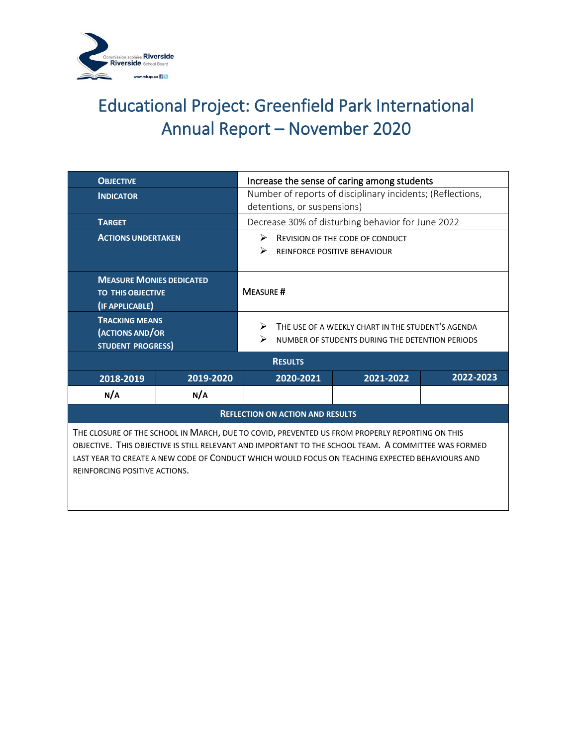# Educational Project: Greenfield Park International Annual Report – November 2020

| | |
|---|---|
| **OBJECTIVE** | Increase the sense of caring among students |
| **INDICATOR** | Number of reports of disciplinary incidents; (Reflections, detentions, or suspensions) |
| **TARGET** | Decrease 30% of disturbing behavior for June 2022 |
| **ACTIONS UNDERTAKEN** | ➢ REVISION OF THE CODE OF CONDUCT<br>➢ REINFORCE POSITIVE BEHAVIOUR |
| **MEASURE MONIES DEDICATED TO THIS OBJECTIVE (IF APPLICABLE)** | MEASURE # |
| **TRACKING MEANS (ACTIONS AND/OR STUDENT PROGRESS)** | ➢ THE USE OF A WEEKLY CHART IN THE STUDENT'S AGENDA<br>➢ NUMBER OF STUDENTS DURING THE DETENTION PERIODS |

**RESULTS**

| 2018-2019 | 2019-2020 | 2020-2021 | 2021-2022 | 2022-2023 |
|---|---|---|---|---|
| N/A | N/A | | | |

**REFLECTION ON ACTION AND RESULTS**

THE CLOSURE OF THE SCHOOL IN MARCH, DUE TO COVID, PREVENTED US FROM PROPERLY REPORTING ON THIS OBJECTIVE. THIS OBJECTIVE IS STILL RELEVANT AND IMPORTANT TO THE SCHOOL TEAM. A COMMITTEE WAS FORMED LAST YEAR TO CREATE A NEW CODE OF CONDUCT WHICH WOULD FOCUS ON TEACHING EXPECTED BEHAVIOURS AND REINFORCING POSITIVE ACTIONS.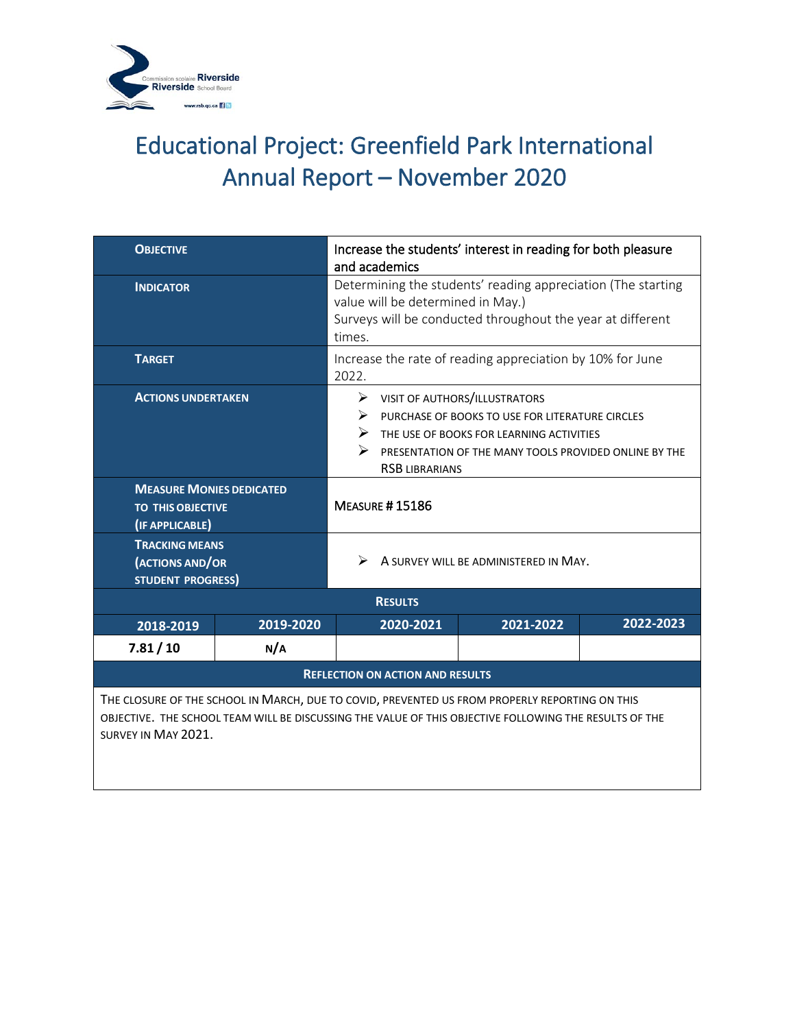# Educational Project: Greenfield Park International Annual Report – November 2020

| | |
|---|---|
| **OBJECTIVE** | Increase the students' interest in reading for both pleasure and academics |
| **INDICATOR** | Determining the students' reading appreciation (The starting value will be determined in May.) Surveys will be conducted throughout the year at different times. |
| **TARGET** | Increase the rate of reading appreciation by 10% for June 2022. |
| **ACTIONS UNDERTAKEN** | ➢ VISIT OF AUTHORS/ILLUSTRATORS<br>➢ PURCHASE OF BOOKS TO USE FOR LITERATURE CIRCLES<br>➢ THE USE OF BOOKS FOR LEARNING ACTIVITIES<br>➢ PRESENTATION OF THE MANY TOOLS PROVIDED ONLINE BY THE RSB LIBRARIANS |
| **MEASURE MONIES DEDICATED TO THIS OBJECTIVE (IF APPLICABLE)** | MEASURE # 15186 |
| **TRACKING MEANS (ACTIONS AND/OR STUDENT PROGRESS)** | ➢ A SURVEY WILL BE ADMINISTERED IN MAY. |

**RESULTS**

| 2018-2019 | 2019-2020 | 2020-2021 | 2021-2022 | 2022-2023 |
|---|---|---|---|---|
| **7.81 / 10** | **N/A** | | | |

**REFLECTION ON ACTION AND RESULTS**

THE CLOSURE OF THE SCHOOL IN MARCH, DUE TO COVID, PREVENTED US FROM PROPERLY REPORTING ON THIS OBJECTIVE. THE SCHOOL TEAM WILL BE DISCUSSING THE VALUE OF THIS OBJECTIVE FOLLOWING THE RESULTS OF THE SURVEY IN MAY 2021.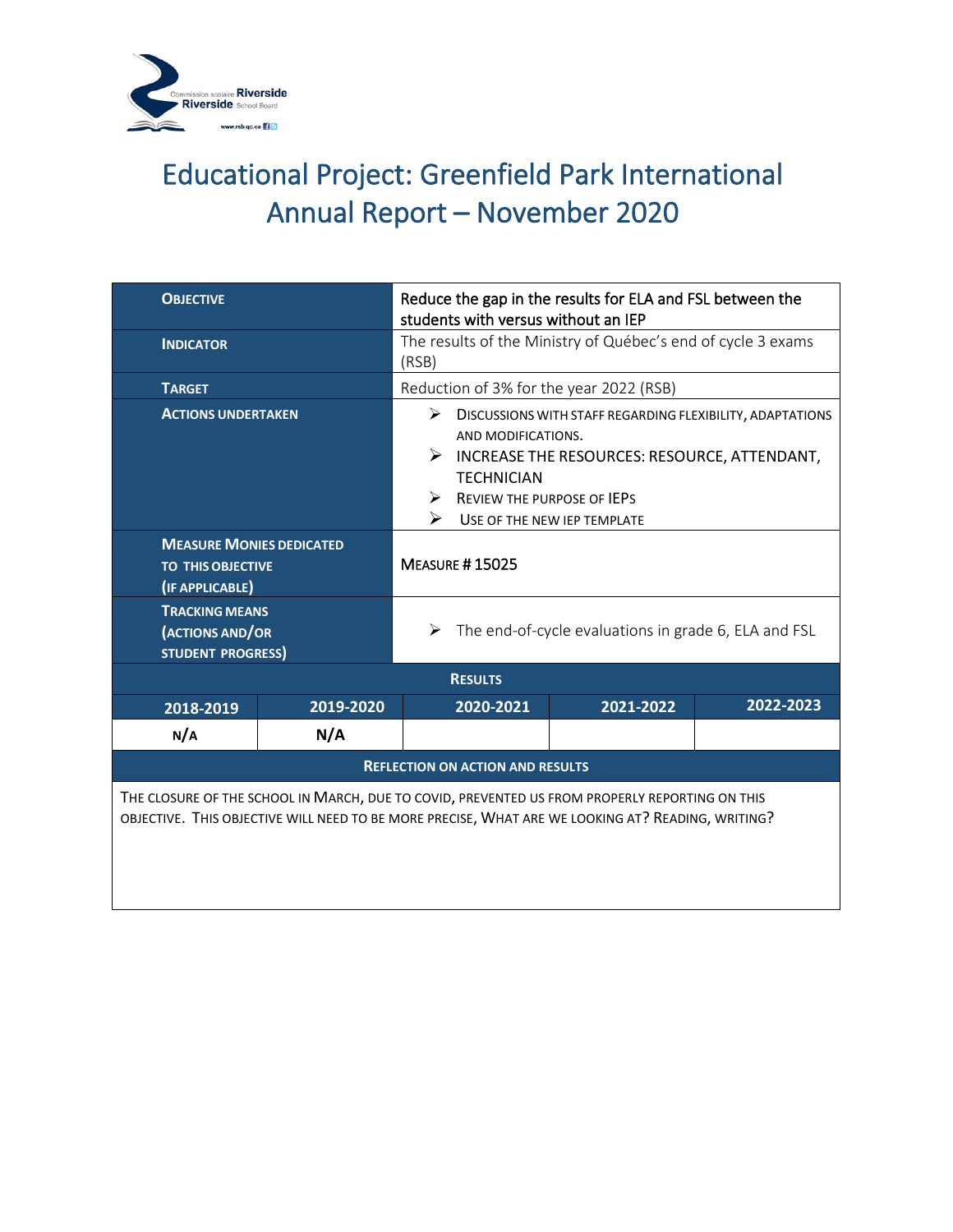# Educational Project: Greenfield Park International Annual Report – November 2020

| | |
|---|---|
| **Objective** | Reduce the gap in the results for ELA and FSL between the students with versus without an IEP |
| **Indicator** | The results of the Ministry of Québec's end of cycle 3 exams (RSB) |
| **Target** | Reduction of 3% for the year 2022 (RSB) |
| **Actions undertaken** | ➢ Discussions with staff regarding flexibility, adaptations and modifications.<br>➢ Increase the resources: resource, attendant, technician<br>➢ Review the purpose of IEPs<br>➢ Use of the new IEP template |
| **Measure Monies dedicated to this objective (if applicable)** | Measure # 15025 |
| **Tracking means (actions and/or student progress)** | ➢ The end-of-cycle evaluations in grade 6, ELA and FSL |

**Results**

| 2018-2019 | 2019-2020 | 2020-2021 | 2021-2022 | 2022-2023 |
|---|---|---|---|---|
| N/A | N/A | | | |

**Reflection on action and results**

The closure of the school in March, due to COVID, prevented us from properly reporting on this objective. This objective will need to be more precise, what are we looking at? Reading, writing?